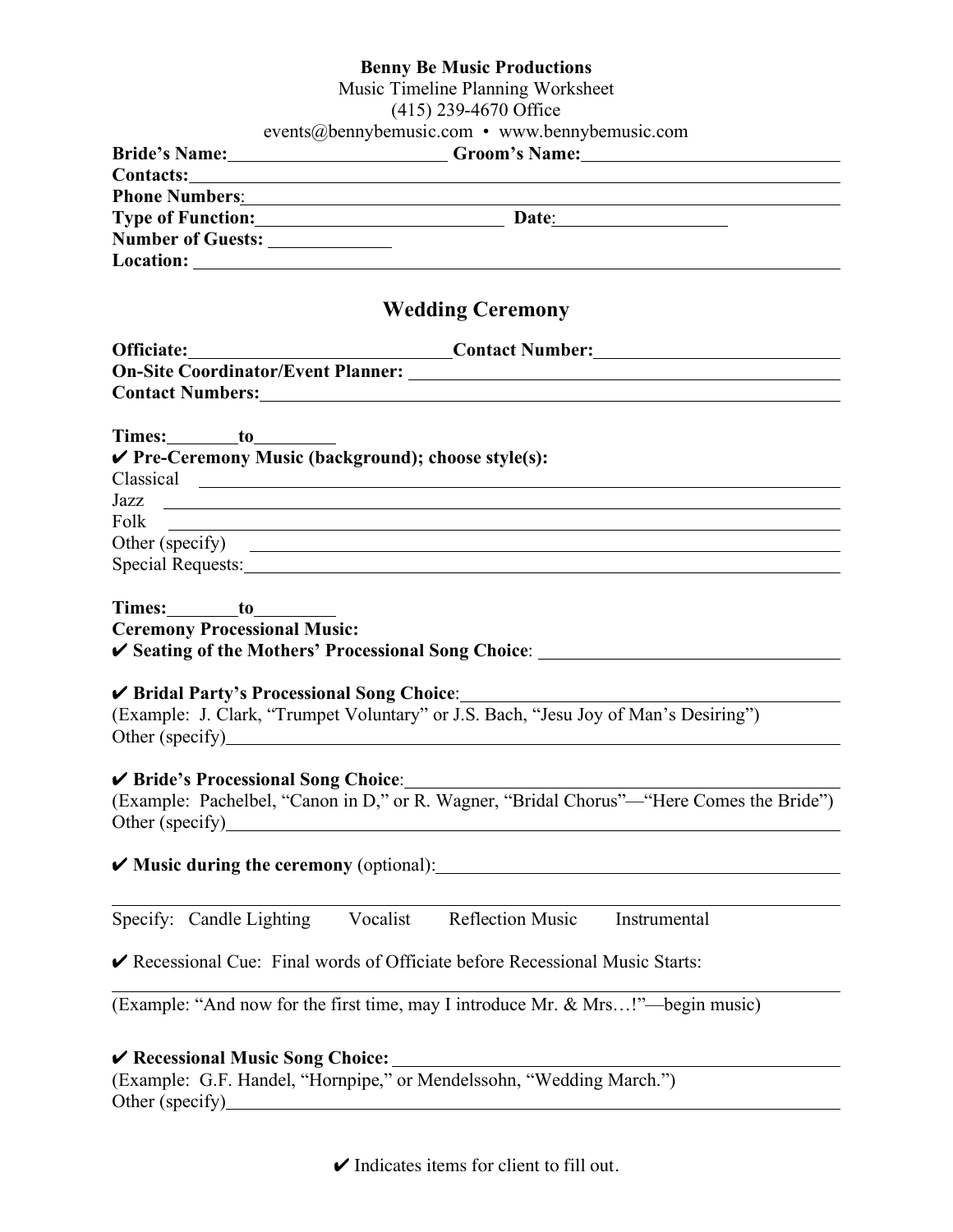**Benny Be Music Productions**

Music Timeline Planning Worksheet

(415) 239-4670 Office

events@bennybemusic.com • www.bennybemusic.com

**Bride's Name:**_______________________ **Groom's Name:**_______________________

**Contacts:**_______________________________________________

**Phone Numbers**:_______________________________________________

**Type of Function:**_______________________ **Date**:_______________

**Number of Guests:** ____________

**Location:** _______________________________________________

## Wedding Ceremony

**Officiate:**_______________________ **Contact Number:**_______________________

**On-Site Coordinator/Event Planner:** _______________________

**Contact Numbers:**_______________________________________________

**Times:**_______**to**_______

✔ **Pre-Ceremony Music (background); choose style(s):**

Classical _______________________________________________

Jazz _______________________________________________

Folk _______________________________________________

Other (specify) _______________________________________________

Special Requests:_______________________________________________

**Times:**_______**to**_______

**Ceremony Processional Music:**

✔ **Seating of the Mothers' Processional Song Choice**: _______________________

✔ **Bridal Party's Processional Song Choice**:_______________________

(Example: J. Clark, "Trumpet Voluntary" or J.S. Bach, "Jesu Joy of Man's Desiring")

Other (specify)_______________________________________________

✔ **Bride's Processional Song Choice**:_______________________

(Example: Pachelbel, "Canon in D," or R. Wagner, "Bridal Chorus"—"Here Comes the Bride")

Other (specify)_______________________________________________

✔ **Music during the ceremony** (optional):_______________________

_______________________________________________

Specify: Candle Lighting Vocalist Reflection Music Instrumental

✔ Recessional Cue: Final words of Officiate before Recessional Music Starts:

_______________________________________________

(Example: "And now for the first time, may I introduce Mr. & Mrs…!"—begin music)

✔ **Recessional Music Song Choice:** _______________________

(Example: G.F. Handel, "Hornpipe," or Mendelssohn, "Wedding March.")

Other (specify)_______________________________________________

✔ Indicates items for client to fill out.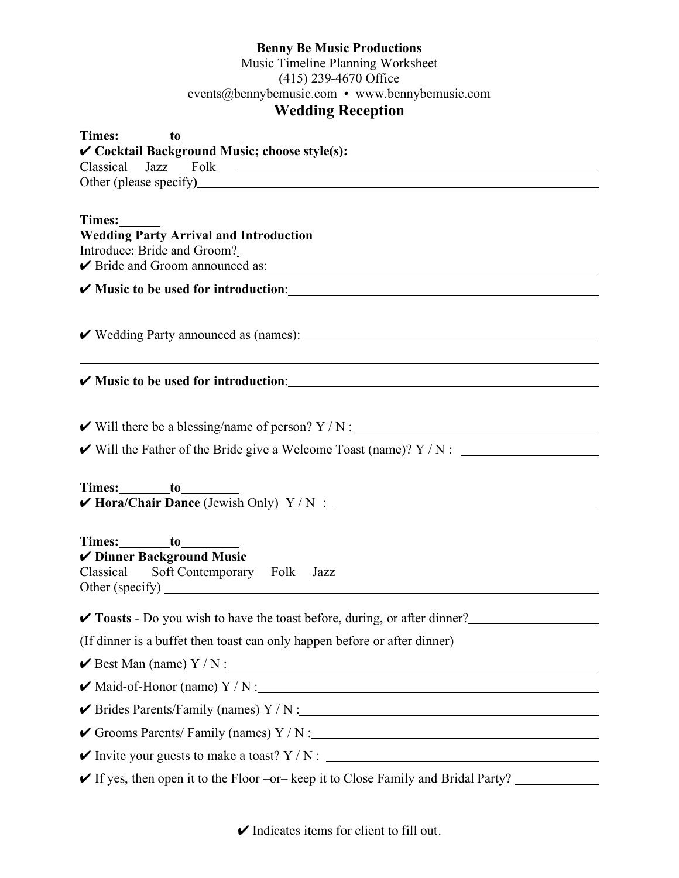**Benny Be Music Productions**

Music Timeline Planning Worksheet

(415) 239-4670 Office

events@bennybemusic.com • www.bennybemusic.com

## Wedding Reception

**Times:\_\_\_\_\_\_\_\_to\_\_\_\_\_\_\_\_\_**

✔ **Cocktail Background Music; choose style(s):**

Classical Jazz Folk \_\_\_\_\_\_\_\_\_\_\_\_\_\_\_\_\_\_\_\_\_\_\_\_\_\_\_\_\_\_\_\_\_\_\_\_\_\_\_\_\_\_\_\_

Other (please specify**)**\_\_\_\_\_\_\_\_\_\_\_\_\_\_\_\_\_\_\_\_\_\_\_\_\_\_\_\_\_\_\_\_\_\_\_\_\_\_\_\_\_\_\_\_

**Times:\_\_\_\_\_\_**

**Wedding Party Arrival and Introduction**

Introduce: Bride and Groom?

✔ Bride and Groom announced as:\_\_\_\_\_\_\_\_\_\_\_\_\_\_\_\_\_\_\_\_\_\_\_\_\_\_\_\_\_\_\_\_\_\_\_\_\_\_\_\_

✔ **Music to be used for introduction**:\_\_\_\_\_\_\_\_\_\_\_\_\_\_\_\_\_\_\_\_\_\_\_\_\_\_\_\_\_\_\_\_\_\_\_\_

✔ Wedding Party announced as (names):\_\_\_\_\_\_\_\_\_\_\_\_\_\_\_\_\_\_\_\_\_\_\_\_\_\_\_\_\_\_\_\_\_\_

\_\_\_\_\_\_\_\_\_\_\_\_\_\_\_\_\_\_\_\_\_\_\_\_\_\_\_\_\_\_\_\_\_\_\_\_\_\_\_\_\_\_\_\_\_\_\_\_\_\_\_\_\_\_\_\_\_\_\_\_\_\_\_\_\_\_\_\_\_\_\_\_

✔ **Music to be used for introduction**:\_\_\_\_\_\_\_\_\_\_\_\_\_\_\_\_\_\_\_\_\_\_\_\_\_\_\_\_\_\_\_\_\_\_\_\_

✔ Will there be a blessing/name of person? Y / N :\_\_\_\_\_\_\_\_\_\_\_\_\_\_\_\_\_\_\_\_\_\_\_\_\_\_\_\_\_

✔ Will the Father of the Bride give a Welcome Toast (name)? Y / N : \_\_\_\_\_\_\_\_\_\_\_\_\_\_\_\_\_

**Times:\_\_\_\_\_\_\_\_to\_\_\_\_\_\_\_\_\_**

✔ **Hora/Chair Dance** (Jewish Only) Y / N : \_\_\_\_\_\_\_\_\_\_\_\_\_\_\_\_\_\_\_\_\_\_\_\_\_\_\_\_\_\_\_\_

**Times:\_\_\_\_\_\_\_\_to\_\_\_\_\_\_\_\_\_**

✔ **Dinner Background Music**

Classical Soft Contemporary Folk Jazz

Other (specify) \_\_\_\_\_\_\_\_\_\_\_\_\_\_\_\_\_\_\_\_\_\_\_\_\_\_\_\_\_\_\_\_\_\_\_\_\_\_\_\_\_\_\_\_\_\_\_\_\_\_\_\_\_\_\_

✔ **Toasts** - Do you wish to have the toast before, during, or after dinner?\_\_\_\_\_\_\_\_\_\_\_\_\_\_\_\_

(If dinner is a buffet then toast can only happen before or after dinner)

✔ Best Man (name) Y / N :\_\_\_\_\_\_\_\_\_\_\_\_\_\_\_\_\_\_\_\_\_\_\_\_\_\_\_\_\_\_\_\_\_\_\_\_\_\_\_\_\_\_\_\_\_\_\_

✔ Maid-of-Honor (name) Y / N :\_\_\_\_\_\_\_\_\_\_\_\_\_\_\_\_\_\_\_\_\_\_\_\_\_\_\_\_\_\_\_\_\_\_\_\_\_\_\_\_\_\_

✔ Brides Parents/Family (names) Y / N :\_\_\_\_\_\_\_\_\_\_\_\_\_\_\_\_\_\_\_\_\_\_\_\_\_\_\_\_\_\_\_\_\_\_\_\_\_

✔ Grooms Parents/ Family (names) Y / N :\_\_\_\_\_\_\_\_\_\_\_\_\_\_\_\_\_\_\_\_\_\_\_\_\_\_\_\_\_\_\_\_\_\_\_

✔ Invite your guests to make a toast? Y / N : \_\_\_\_\_\_\_\_\_\_\_\_\_\_\_\_\_\_\_\_\_\_\_\_\_\_\_\_\_\_\_\_\_\_\_

✔ If yes, then open it to the Floor –or– keep it to Close Family and Bridal Party? \_\_\_\_\_\_\_\_\_\_

✔ Indicates items for client to fill out.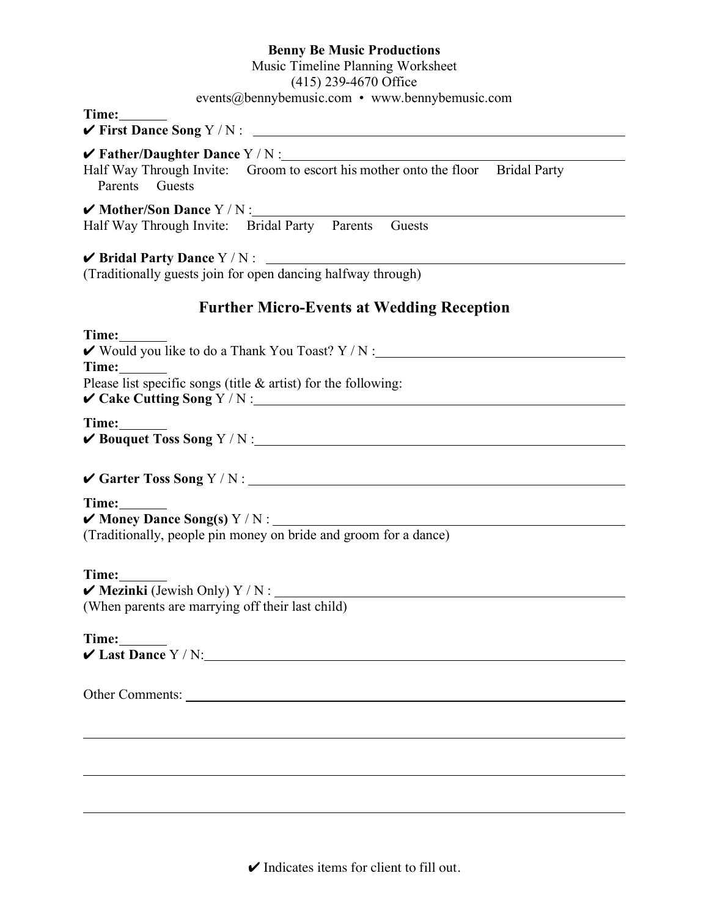**Benny Be Music Productions**
Music Timeline Planning Worksheet
(415) 239-4670 Office
events@bennybemusic.com • www.bennybemusic.com

**Time:**_______
✔ **First Dance Song** Y / N : ____________________________________________

✔ **Father/Daughter Dance** Y / N :____________________________________________
Half Way Through Invite: Groom to escort his mother onto the floor Bridal Party Parents Guests

✔ **Mother/Son Dance** Y / N :____________________________________________
Half Way Through Invite: Bridal Party Parents Guests

✔ **Bridal Party Dance** Y / N : ____________________________________________
(Traditionally guests join for open dancing halfway through)

## Further Micro-Events at Wedding Reception

**Time:**_______
✔ Would you like to do a Thank You Toast? Y / N :______________________________
**Time:**_______
Please list specific songs (title & artist) for the following:
✔ **Cake Cutting Song** Y / N :____________________________________________

**Time:**_______
✔ **Bouquet Toss Song** Y / N :____________________________________________

✔ **Garter Toss Song** Y / N : ____________________________________________

**Time:**_______
✔ **Money Dance Song(s)** Y / N : ____________________________________________
(Traditionally, people pin money on bride and groom for a dance)

**Time:**_______
✔ **Mezinki** (Jewish Only) Y / N : ____________________________________________
(When parents are marrying off their last child)

**Time:**_______
✔ **Last Dance** Y / N:____________________________________________

Other Comments: ____________________________________________

____________________________________________

____________________________________________

____________________________________________

✔ Indicates items for client to fill out.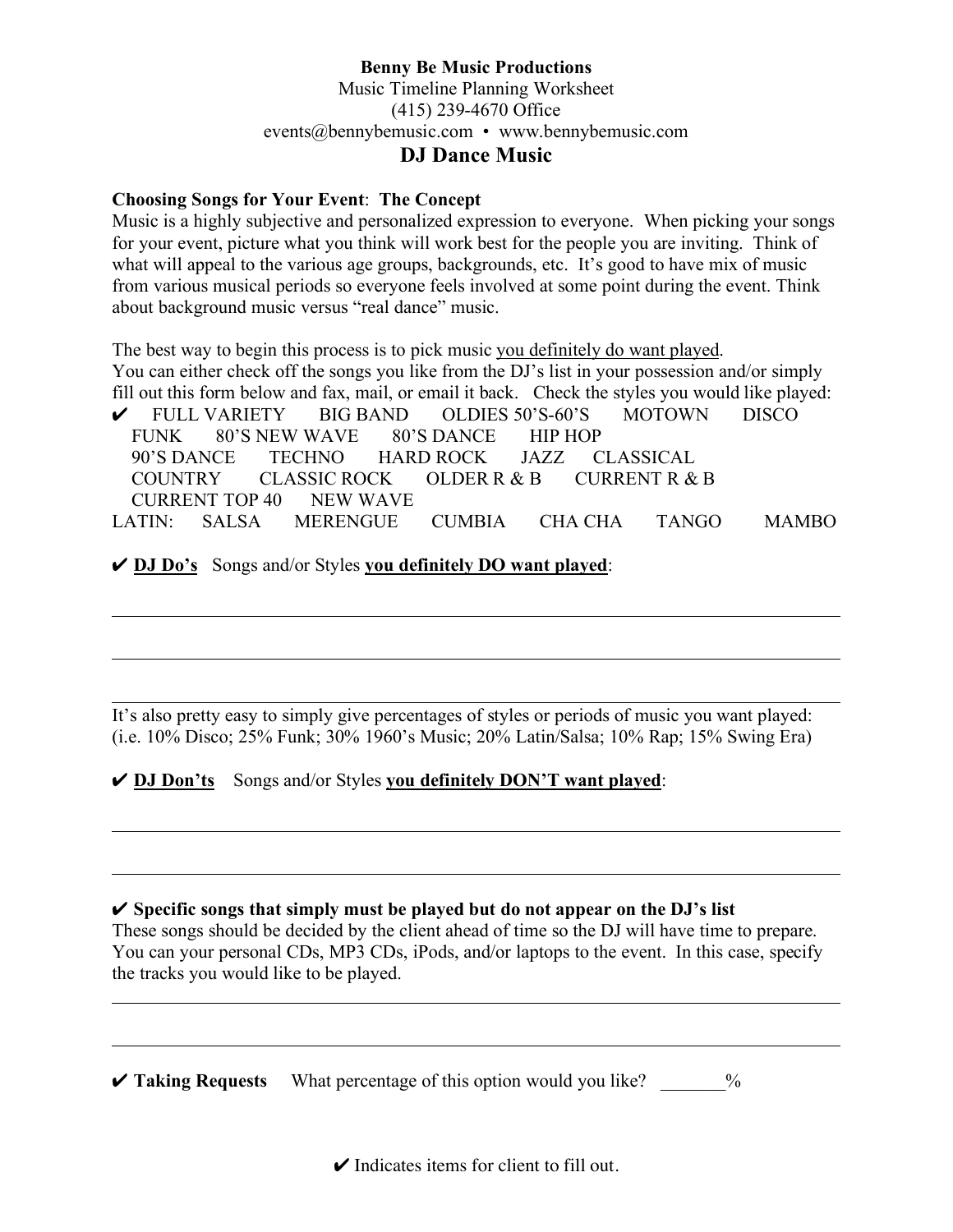**Benny Be Music Productions**
Music Timeline Planning Worksheet
(415) 239-4670 Office
events@bennybemusic.com • www.bennybemusic.com

## DJ Dance Music

**Choosing Songs for Your Event**: **The Concept**
Music is a highly subjective and personalized expression to everyone. When picking your songs for your event, picture what you think will work best for the people you are inviting. Think of what will appeal to the various age groups, backgrounds, etc. It's good to have mix of music from various musical periods so everyone feels involved at some point during the event. Think about background music versus "real dance" music.

The best way to begin this process is to pick music you definitely do want played.
You can either check off the songs you like from the DJ's list in your possession and/or simply fill out this form below and fax, mail, or email it back. Check the styles you would like played:

✔ FULL VARIETY BIG BAND OLDIES 50'S-60'S MOTOWN DISCO
FUNK 80'S NEW WAVE 80'S DANCE HIP HOP
90'S DANCE TECHNO HARD ROCK JAZZ CLASSICAL
COUNTRY CLASSIC ROCK OLDER R & B CURRENT R & B
CURRENT TOP 40 NEW WAVE
LATIN: SALSA MERENGUE CUMBIA CHA CHA TANGO MAMBO

✔ **DJ Do's** Songs and/or Styles **you definitely DO want played**:

\_\_\_\_\_\_\_\_\_\_\_\_\_\_\_\_\_\_\_\_\_\_\_\_\_\_\_\_\_\_\_\_\_\_\_\_\_\_\_\_\_\_\_\_\_\_\_\_\_\_\_\_\_\_\_\_\_\_\_\_

\_\_\_\_\_\_\_\_\_\_\_\_\_\_\_\_\_\_\_\_\_\_\_\_\_\_\_\_\_\_\_\_\_\_\_\_\_\_\_\_\_\_\_\_\_\_\_\_\_\_\_\_\_\_\_\_\_\_\_\_

\_\_\_\_\_\_\_\_\_\_\_\_\_\_\_\_\_\_\_\_\_\_\_\_\_\_\_\_\_\_\_\_\_\_\_\_\_\_\_\_\_\_\_\_\_\_\_\_\_\_\_\_\_\_\_\_\_\_\_\_

It's also pretty easy to simply give percentages of styles or periods of music you want played: (i.e. 10% Disco; 25% Funk; 30% 1960's Music; 20% Latin/Salsa; 10% Rap; 15% Swing Era)

✔ **DJ Don'ts** Songs and/or Styles **you definitely DON'T want played**:

\_\_\_\_\_\_\_\_\_\_\_\_\_\_\_\_\_\_\_\_\_\_\_\_\_\_\_\_\_\_\_\_\_\_\_\_\_\_\_\_\_\_\_\_\_\_\_\_\_\_\_\_\_\_\_\_\_\_\_\_

\_\_\_\_\_\_\_\_\_\_\_\_\_\_\_\_\_\_\_\_\_\_\_\_\_\_\_\_\_\_\_\_\_\_\_\_\_\_\_\_\_\_\_\_\_\_\_\_\_\_\_\_\_\_\_\_\_\_\_\_

✔ **Specific songs that simply must be played but do not appear on the DJ's list**
These songs should be decided by the client ahead of time so the DJ will have time to prepare. You can your personal CDs, MP3 CDs, iPods, and/or laptops to the event. In this case, specify the tracks you would like to be played.

\_\_\_\_\_\_\_\_\_\_\_\_\_\_\_\_\_\_\_\_\_\_\_\_\_\_\_\_\_\_\_\_\_\_\_\_\_\_\_\_\_\_\_\_\_\_\_\_\_\_\_\_\_\_\_\_\_\_\_\_

\_\_\_\_\_\_\_\_\_\_\_\_\_\_\_\_\_\_\_\_\_\_\_\_\_\_\_\_\_\_\_\_\_\_\_\_\_\_\_\_\_\_\_\_\_\_\_\_\_\_\_\_\_\_\_\_\_\_\_\_

✔ **Taking Requests** What percentage of this option would you like? \_\_\_\_\_\_\_%

✔ Indicates items for client to fill out.